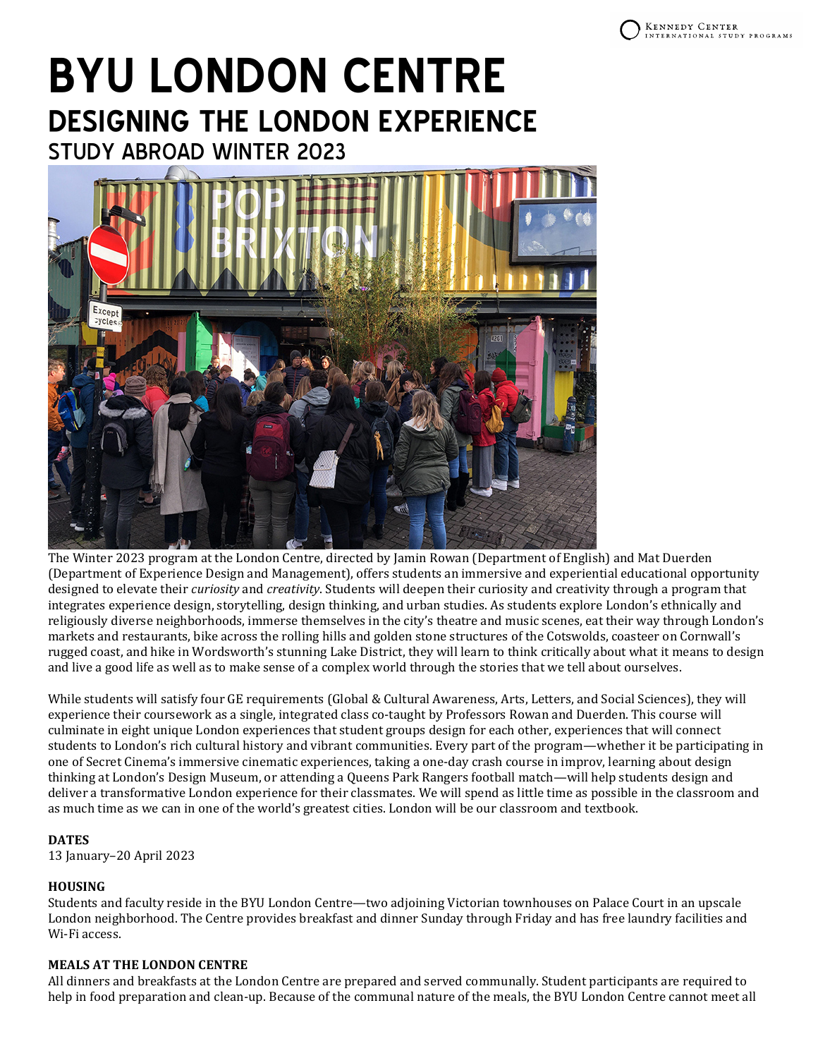# BYU LONDON CENTRE

## DESIGNING THE LONDON EXPERIENCE

### STUDY ABROAD WINTER 2023

The Winter 2023 program at the London Centre, directed by Jamin Rowan (Department of English) and Mat Duerden (Department of Experience Design and Management), offers students an immersive and experiential educational opportunity designed to elevate their *curiosity* and *creativity*. Students will deepen their curiosity and creativity through a program that integrates experience design, storytelling, design thinking, and urban studies. As students explore London's ethnically and religiously diverse neighborhoods, immerse themselves in the city's theatre and music scenes, eat their way through London's markets and restaurants, bike across the rolling hills and golden stone structures of the Cotswolds, coasteer on Cornwall's rugged coast, and hike in Wordsworth's stunning Lake District, they will learn to think critically about what it means to design and live a good life as well as to make sense of a complex world through the stories that we tell about ourselves.

While students will satisfy four GE requirements (Global & Cultural Awareness, Arts, Letters, and Social Sciences), they will experience their coursework as a single, integrated class co-taught by Professors Rowan and Duerden. This course will culminate in eight unique London experiences that student groups design for each other, experiences that will connect students to London's rich cultural history and vibrant communities. Every part of the program—whether it be participating in one of Secret Cinema's immersive cinematic experiences, taking a one-day crash course in improv, learning about design thinking at London's Design Museum, or attending a Queens Park Rangers football match—will help students design and deliver a transformative London experience for their classmates. We will spend as little time as possible in the classroom and as much time as we can in one of the world's greatest cities. London will be our classroom and textbook.

**DATES**
13 January–20 April 2023

**HOUSING**
Students and faculty reside in the BYU London Centre—two adjoining Victorian townhouses on Palace Court in an upscale London neighborhood. The Centre provides breakfast and dinner Sunday through Friday and has free laundry facilities and Wi-Fi access.

**MEALS AT THE LONDON CENTRE**
All dinners and breakfasts at the London Centre are prepared and served communally. Student participants are required to help in food preparation and clean-up. Because of the communal nature of the meals, the BYU London Centre cannot meet all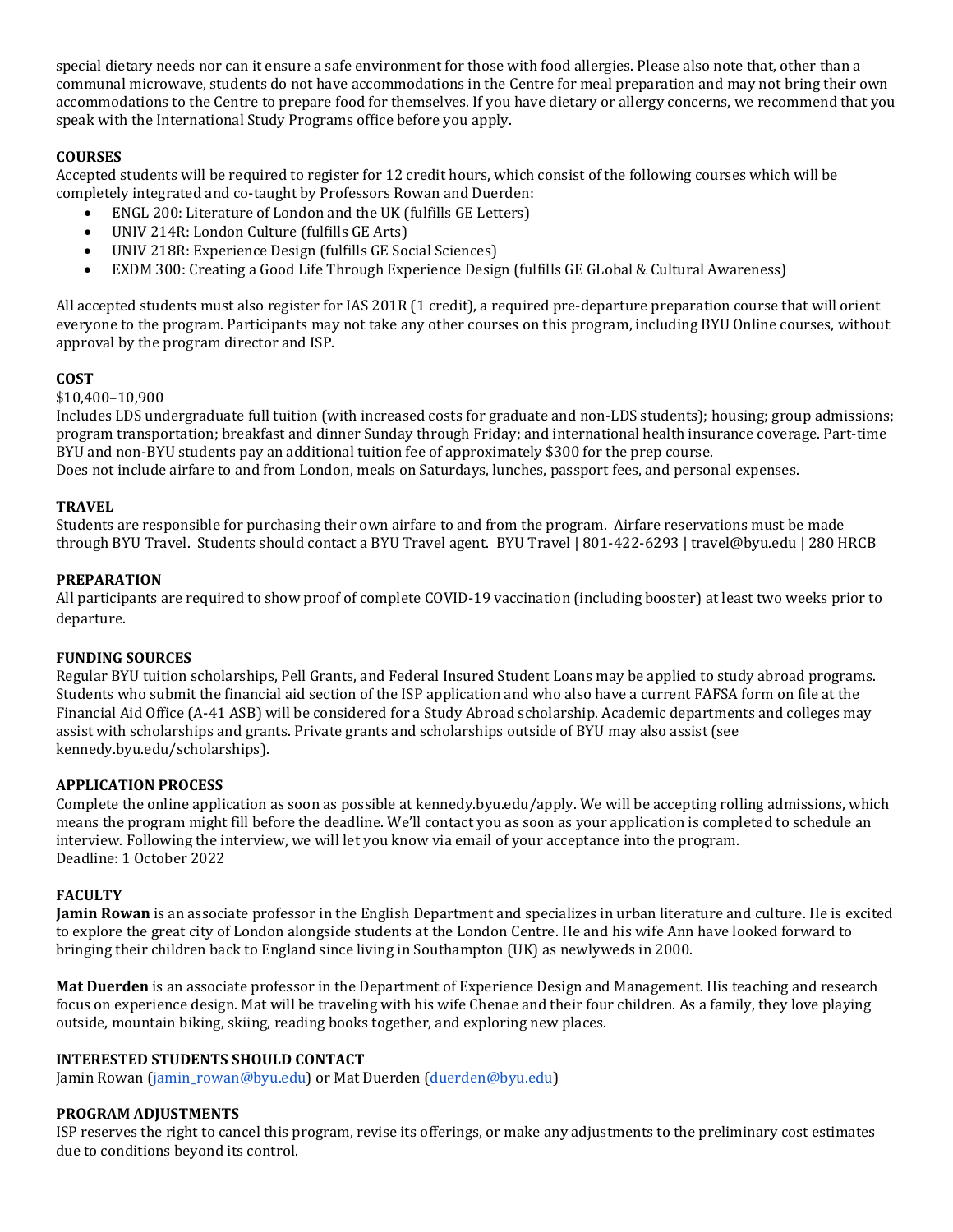special dietary needs nor can it ensure a safe environment for those with food allergies. Please also note that, other than a communal microwave, students do not have accommodations in the Centre for meal preparation and may not bring their own accommodations to the Centre to prepare food for themselves. If you have dietary or allergy concerns, we recommend that you speak with the International Study Programs office before you apply.

**COURSES**

Accepted students will be required to register for 12 credit hours, which consist of the following courses which will be completely integrated and co-taught by Professors Rowan and Duerden:

- ENGL 200: Literature of London and the UK (fulfills GE Letters)
- UNIV 214R: London Culture (fulfills GE Arts)
- UNIV 218R: Experience Design (fulfills GE Social Sciences)
- EXDM 300: Creating a Good Life Through Experience Design (fulfills GE GLobal & Cultural Awareness)

All accepted students must also register for IAS 201R (1 credit), a required pre-departure preparation course that will orient everyone to the program. Participants may not take any other courses on this program, including BYU Online courses, without approval by the program director and ISP.

**COST**

$10,400–10,900

Includes LDS undergraduate full tuition (with increased costs for graduate and non-LDS students); housing; group admissions; program transportation; breakfast and dinner Sunday through Friday; and international health insurance coverage. Part-time BYU and non-BYU students pay an additional tuition fee of approximately $300 for the prep course.

Does not include airfare to and from London, meals on Saturdays, lunches, passport fees, and personal expenses.

**TRAVEL**

Students are responsible for purchasing their own airfare to and from the program. Airfare reservations must be made through BYU Travel. Students should contact a BYU Travel agent. BYU Travel | 801-422-6293 | travel@byu.edu | 280 HRCB

**PREPARATION**

All participants are required to show proof of complete COVID-19 vaccination (including booster) at least two weeks prior to departure.

**FUNDING SOURCES**

Regular BYU tuition scholarships, Pell Grants, and Federal Insured Student Loans may be applied to study abroad programs. Students who submit the financial aid section of the ISP application and who also have a current FAFSA form on file at the Financial Aid Office (A-41 ASB) will be considered for a Study Abroad scholarship. Academic departments and colleges may assist with scholarships and grants. Private grants and scholarships outside of BYU may also assist (see kennedy.byu.edu/scholarships).

**APPLICATION PROCESS**

Complete the online application as soon as possible at kennedy.byu.edu/apply. We will be accepting rolling admissions, which means the program might fill before the deadline. We'll contact you as soon as your application is completed to schedule an interview. Following the interview, we will let you know via email of your acceptance into the program.

Deadline: 1 October 2022

**FACULTY**

**Jamin Rowan** is an associate professor in the English Department and specializes in urban literature and culture. He is excited to explore the great city of London alongside students at the London Centre. He and his wife Ann have looked forward to bringing their children back to England since living in Southampton (UK) as newlyweds in 2000.

**Mat Duerden** is an associate professor in the Department of Experience Design and Management. His teaching and research focus on experience design. Mat will be traveling with his wife Chenae and their four children. As a family, they love playing outside, mountain biking, skiing, reading books together, and exploring new places.

**INTERESTED STUDENTS SHOULD CONTACT**

Jamin Rowan (jamin_rowan@byu.edu) or Mat Duerden (duerden@byu.edu)

**PROGRAM ADJUSTMENTS**

ISP reserves the right to cancel this program, revise its offerings, or make any adjustments to the preliminary cost estimates due to conditions beyond its control.